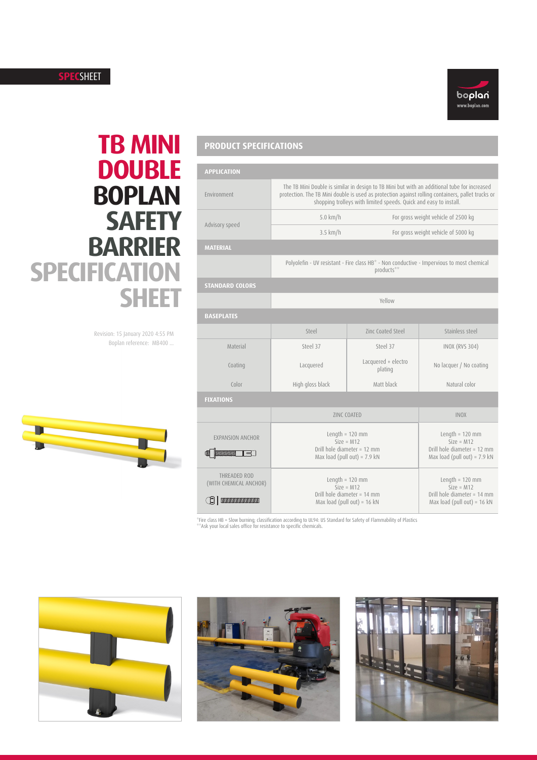SPECSHEET

boplan
www.boplan.com

# TB MINI DOUBLE BOPLAN SAFETY BARRIER SPECIFICATION SHEET

Revision: 15 January 2020 4:55 PM
Boplan reference: MB400 ...

## PRODUCT SPECIFICATIONS

| APPLICATION | | | |
|---|---|---|---|
| Environment | The TB Mini Double is similar in design to TB Mini but with an additional tube for increased protection. The TB Mini double is used as protection against rolling containers, pallet trucks or shopping trolleys with limited speeds. Quick and easy to install. | | |
| Advisory speed | 5.0 km/h | For gross weight vehicle of 2500 kg | |
| | 3.5 km/h | For gross weight vehicle of 5000 kg | |
| **MATERIAL** | | | |
| | Polyolefin - UV resistant - Fire class HB* - Non conductive - Impervious to most chemical products** | | |
| **STANDARD COLORS** | | | |
| | Yellow | | |
| **BASEPLATES** | | | |
| | Steel | Zinc Coated Steel | Stainless steel |
| Material | Steel 37 | Steel 37 | INOX (RVS 304) |
| Coating | Lacquered | Lacquered + electro plating | No lacquer / No coating |
| Color | High gloss black | Matt black | Natural color |
| **FIXATIONS** | | | |
| | ZINC COATED | | INOX |
| EXPANSION ANCHOR | Length = 120 mm<br>Size = M12<br>Drill hole diameter = 12 mm<br>Max load (pull out) = 7.9 kN | | Length = 120 mm<br>Size = M12<br>Drill hole diameter = 12 mm<br>Max load (pull out) = 7.9 kN |
| THREADED ROD (WITH CHEMICAL ANCHOR) | Length = 120 mm<br>Size = M12<br>Drill hole diameter = 14 mm<br>Max load (pull out) = 16 kN | | Length = 120 mm<br>Size = M12<br>Drill hole diameter = 14 mm<br>Max load (pull out) = 16 kN |

*Fire class HB = Slow burning; classification according to UL94: US Standard for Safety of Flammability of Plastics
**Ask your local sales office for resistance to specific chemicals.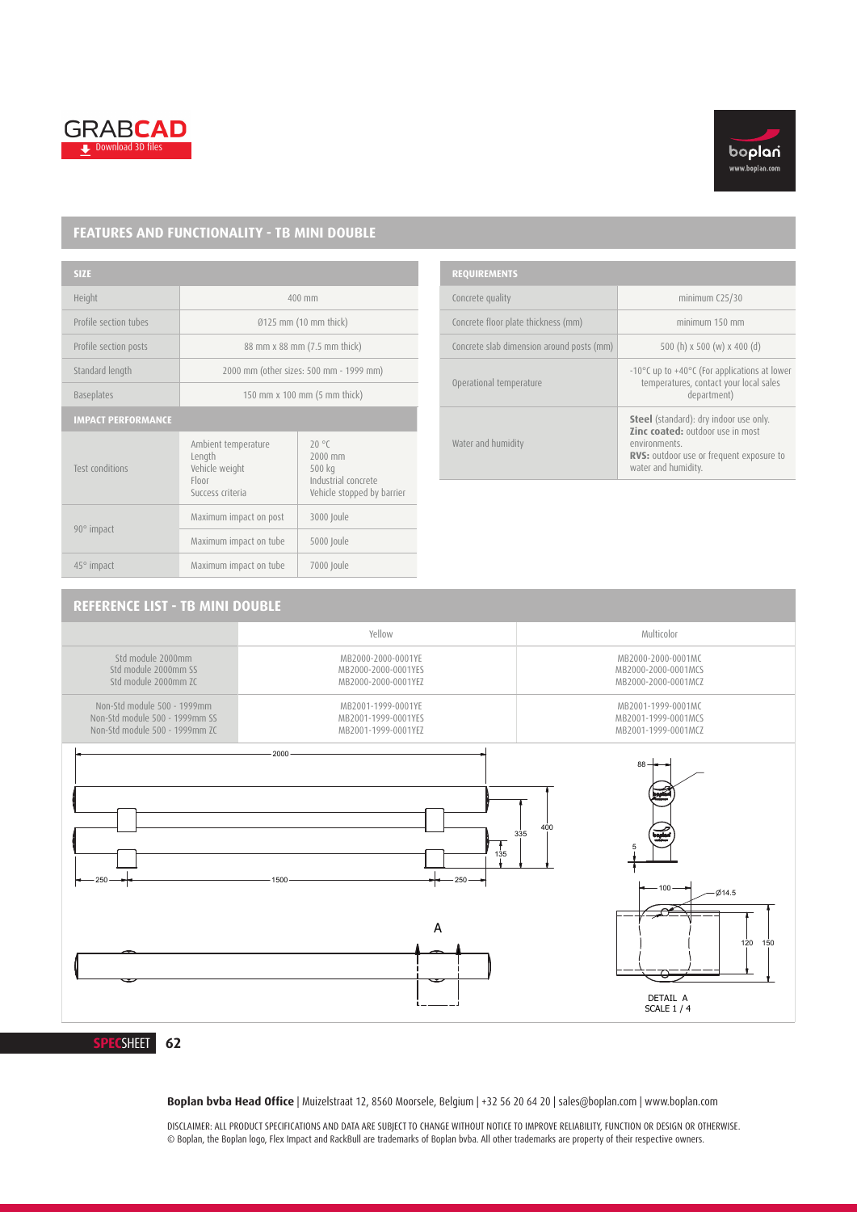GRABCAD
Download 3D files

boplan
www.boplan.com

## FEATURES AND FUNCTIONALITY - TB MINI DOUBLE

| SIZE | | |
|---|---|---|
| Height | 400 mm | |
| Profile section tubes | Ø125 mm (10 mm thick) | |
| Profile section posts | 88 mm x 88 mm (7.5 mm thick) | |
| Standard length | 2000 mm (other sizes: 500 mm - 1999 mm) | |
| Baseplates | 150 mm x 100 mm (5 mm thick) | |
| **IMPACT PERFORMANCE** | | |
| Test conditions | Ambient temperature<br>Length<br>Vehicle weight<br>Floor<br>Success criteria | 20 °C<br>2000 mm<br>500 kg<br>Industrial concrete<br>Vehicle stopped by barrier |
| 90° impact | Maximum impact on post | 3000 Joule |
| | Maximum impact on tube | 5000 Joule |
| 45° impact | Maximum impact on tube | 7000 Joule |

| REQUIREMENTS | |
|---|---|
| Concrete quality | minimum C25/30 |
| Concrete floor plate thickness (mm) | minimum 150 mm |
| Concrete slab dimension around posts (mm) | 500 (h) x 500 (w) x 400 (d) |
| Operational temperature | -10°C up to +40°C (For applications at lower temperatures, contact your local sales department) |
| Water and humidity | **Steel** (standard): dry indoor use only.<br>**Zinc coated:** outdoor use in most environments.<br>**RVS:** outdoor use or frequent exposure to water and humidity. |

## REFERENCE LIST - TB MINI DOUBLE

| | Yellow | Multicolor |
|---|---|---|
| Std module 2000mm<br>Std module 2000mm SS<br>Std module 2000mm ZC | MB2000-2000-0001YE<br>MB2000-2000-0001YES<br>MB2000-2000-0001YEZ | MB2000-2000-0001MC<br>MB2000-2000-0001MCS<br>MB2000-2000-0001MCZ |
| Non-Std module 500 - 1999mm<br>Non-Std module 500 - 1999mm SS<br>Non-Std module 500 - 1999mm ZC | MB2001-1999-0001YE<br>MB2001-1999-0001YES<br>MB2001-1999-0001YEZ | MB2001-1999-0001MC<br>MB2001-1999-0001MCS<br>MB2001-1999-0001MCZ |

2000
335
400
135
250
1500
250
88
5
100
Ø14.5
120
150
A
DETAIL A
SCALE 1 / 4

**Boplan bvba Head Office** | Muizelstraat 12, 8560 Moorsele, Belgium | +32 56 20 64 20 | sales@boplan.com | www.boplan.com

DISCLAIMER: ALL PRODUCT SPECIFICATIONS AND DATA ARE SUBJECT TO CHANGE WITHOUT NOTICE TO IMPROVE RELIABILITY, FUNCTION OR DESIGN OR OTHERWISE.
© Boplan, the Boplan logo, Flex Impact and RackBull are trademarks of Boplan bvba. All other trademarks are property of their respective owners.